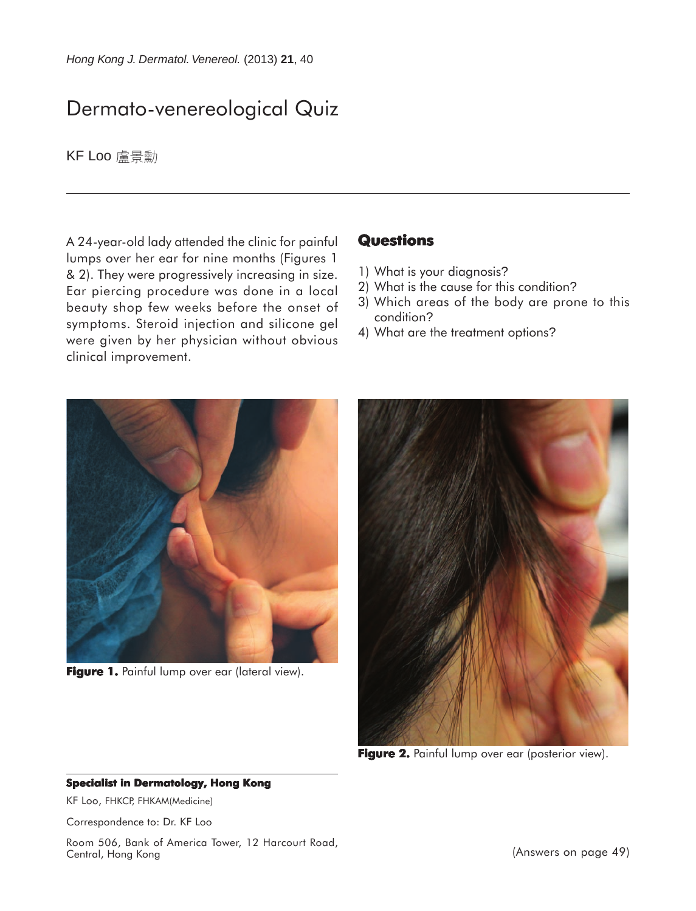# Dermato-venereological Quiz

KF Loo 盧景勳

A 24-year-old lady attended the clinic for painful lumps over her ear for nine months (Figures 1 & 2). They were progressively increasing in size. Ear piercing procedure was done in a local beauty shop few weeks before the onset of symptoms. Steroid injection and silicone gel were given by her physician without obvious clinical improvement.

## Questions

1) What is your diagnosis?
2) What is the cause for this condition?
3) Which areas of the body are prone to this condition?
4) What are the treatment options?

**Figure 1.** Painful lump over ear (lateral view).

**Figure 2.** Painful lump over ear (posterior view).

**Specialist in Dermatology, Hong Kong**

KF Loo, FHKCP, FHKAM(Medicine)

Correspondence to: Dr. KF Loo

Room 506, Bank of America Tower, 12 Harcourt Road, Central, Hong Kong

(Answers on page 49)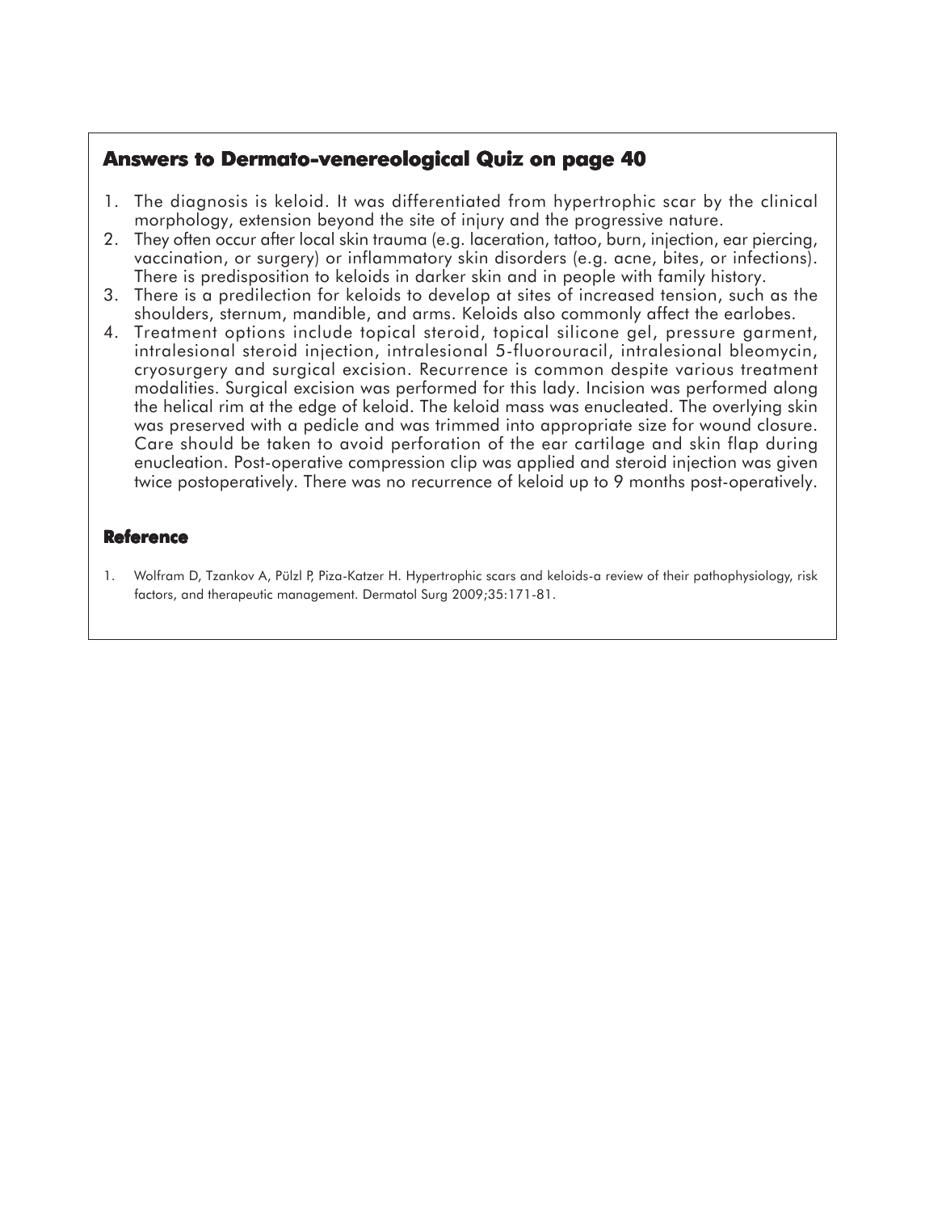## Answers to Dermato-venereological Quiz on page 40

1. The diagnosis is keloid. It was differentiated from hypertrophic scar by the clinical morphology, extension beyond the site of injury and the progressive nature.
2. They often occur after local skin trauma (e.g. laceration, tattoo, burn, injection, ear piercing, vaccination, or surgery) or inflammatory skin disorders (e.g. acne, bites, or infections). There is predisposition to keloids in darker skin and in people with family history.
3. There is a predilection for keloids to develop at sites of increased tension, such as the shoulders, sternum, mandible, and arms. Keloids also commonly affect the earlobes.
4. Treatment options include topical steroid, topical silicone gel, pressure garment, intralesional steroid injection, intralesional 5-fluorouracil, intralesional bleomycin, cryosurgery and surgical excision. Recurrence is common despite various treatment modalities. Surgical excision was performed for this lady. Incision was performed along the helical rim at the edge of keloid. The keloid mass was enucleated. The overlying skin was preserved with a pedicle and was trimmed into appropriate size for wound closure. Care should be taken to avoid perforation of the ear cartilage and skin flap during enucleation. Post-operative compression clip was applied and steroid injection was given twice postoperatively. There was no recurrence of keloid up to 9 months post-operatively.

### Reference

1. Wolfram D, Tzankov A, Pülzl P, Piza-Katzer H. Hypertrophic scars and keloids-a review of their pathophysiology, risk factors, and therapeutic management. Dermatol Surg 2009;35:171-81.